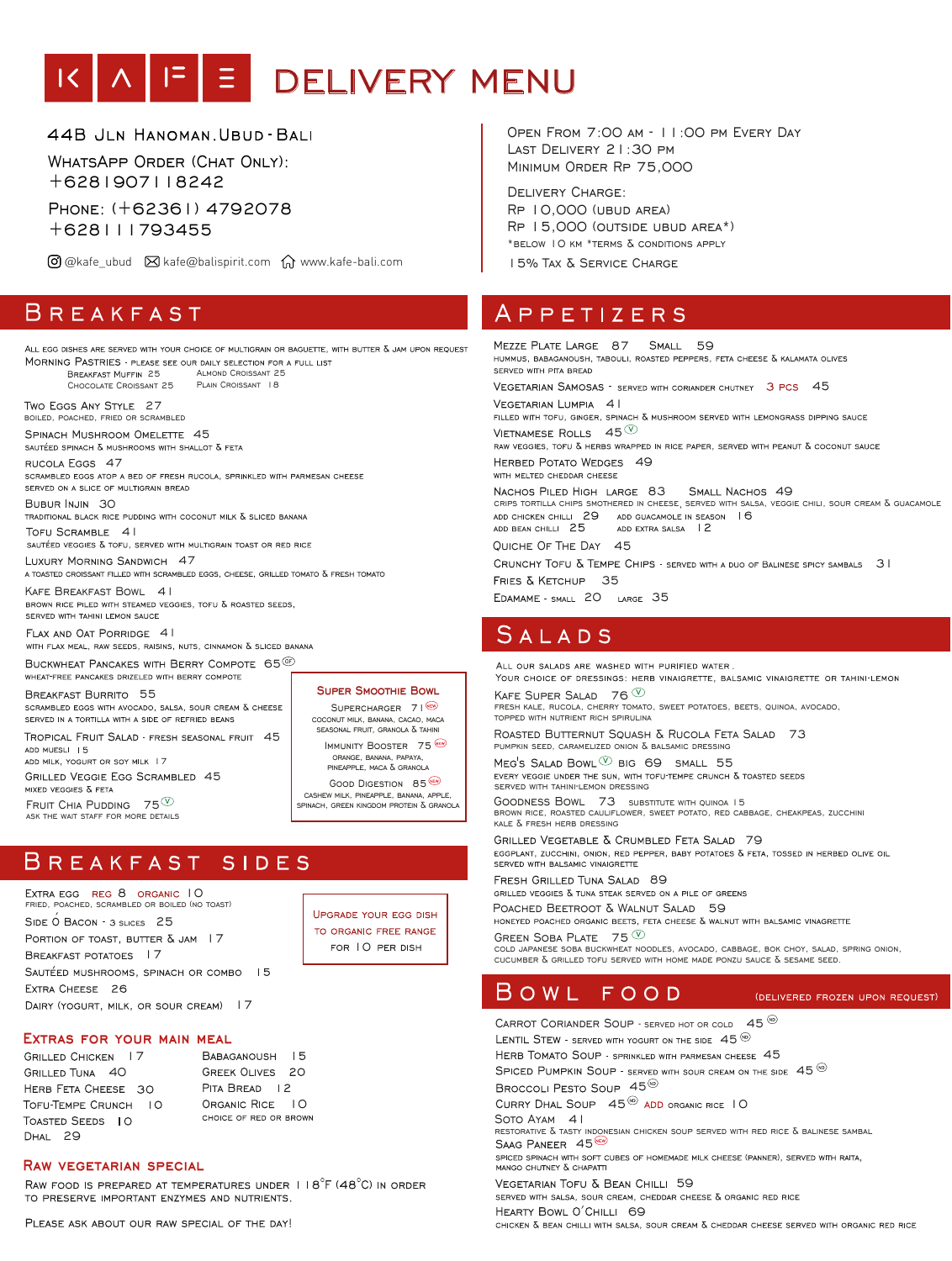# KAFE DELIVERY MENU

44B Jln Hanoman. Ubud - Bali

WhatsApp Order (Chat Only):
+6281907118242

Phone: (+62361) 4792078
+628111793455

@kafe_ubud  kafe@balispirit.com  www.kafe-bali.com

Open From 7:00 am - 11:00 pm Every Day
Last Delivery 21:30 pm
Minimum Order Rp 75,000

Delivery Charge:
Rp 10,000 (Ubud Area)
Rp 15,000 (Outside Ubud Area*)
*Below 10 km *Terms & Conditions Apply

15% Tax & Service Charge

## BREAKFAST

All egg dishes are served with your choice of multigrain or baguette, with butter & jam upon request

**Morning Pastries** - please see our daily selection for a full list
- Breakfast Muffin 25
- Almond Croissant 25
- Chocolate Croissant 25
- Plain Croissant 18

**Two Eggs Any Style** 27
boiled, poached, fried or scrambled

**Spinach Mushroom Omelette** 45
sautéed spinach & mushrooms with shallot & feta

**Rucola Eggs** 47
scrambled eggs atop a bed of fresh rucola, sprinkled with parmesan cheese served on a slice of multigrain bread

**Bubur Injin** 30
traditional black rice pudding with coconut milk & sliced banana

**Tofu Scramble** 41
sautéed veggies & tofu, served with multigrain toast or red rice

**Luxury Morning Sandwich** 47
a toasted croissant filled with scrambled eggs, cheese, grilled tomato & fresh tomato

**Kafe Breakfast Bowl** 41
brown rice piled with steamed veggies, tofu & roasted seeds, served with tahini lemon sauce

**Flax and Oat Porridge** 41
with flax meal, raw seeds, raisins, nuts, cinnamon & sliced banana

**Buckwheat Pancakes with Berry Compote** 65 (GF)
wheat-free pancakes drizeled with berry compote

**Breakfast Burrito** 55
scrambled eggs with avocado, salsa, sour cream & cheese served in a tortilla with a side of refried beans

**Tropical Fruit Salad** - fresh seasonal fruit 45
add muesli 15
add milk, yogurt or soy milk 17

**Grilled Veggie Egg Scrambled** 45
mixed veggies & feta

**Fruit Chia Pudding** 75 (V)
ask the wait staff for more details

### Super Smoothie Bowl

**Supercharger** 71 (NEW)
coconut milk, banana, cacao, maca seasonal fruit, granola & tahini

**Immunity Booster** 75 (NEW)
orange, banana, papaya, pineapple, maca & granola

**Good Digestion** 85 (NEW)
cashew milk, pineapple, banana, apple, spinach, green kingdom protein & granola

## BREAKFAST SIDES

- Extra Egg — reg 8, organic 10
  fried, poached, scrambled or boiled (no toast)
- Side O Bacon - 3 slices 25
- Portion of Toast, Butter & Jam 17
- Breakfast Potatoes 17
- Sautéed Mushrooms, Spinach or Combo 15
- Extra Cheese 26
- Dairy (Yogurt, Milk, or Sour Cream) 17

Upgrade your egg dish to organic free range for 10 per dish

### Extras for Your Main Meal

- Grilled Chicken 17
- Grilled Tuna 40
- Herb Feta Cheese 30
- Tofu-Tempe Crunch 10
- Toasted Seeds 10
- Dhal 29
- Babaganoush 15
- Greek Olives 20
- Pita Bread 12
- Organic Rice 10
  choice of red or brown

### Raw Vegetarian Special

Raw food is prepared at temperatures under 118°F (48°C) in order to preserve important enzymes and nutrients.

Please ask about our raw special of the day!

## APPETIZERS

**Mezze Plate** Large 87 Small 59
hummus, babaganoush, tabouli, roasted peppers, feta cheese & kalamata olives served with pita bread

**Vegetarian Samosas** - served with coriander chutney 3 pcs 45

**Vegetarian Lumpia** 41
filled with tofu, ginger, spinach & mushroom served with lemongrass dipping sauce

**Vietnamese Rolls** 45 (V)
raw veggies, tofu & herbs wrapped in rice paper, served with peanut & coconut sauce

**Herbed Potato Wedges** 49
with melted cheddar cheese

**Nachos Piled High** large 83 Small Nachos 49
crips tortilla chips smothered in cheese, served with salsa, veggie chili, sour cream & guacamole
- add chicken chilli 29
- add bean chilli 25
- add guacamole in season 16
- add extra salsa 12

**Quiche Of The Day** 45

**Crunchy Tofu & Tempe Chips** - served with a duo of Balinese spicy sambals 31

**Fries & Ketchup** 35

**Edamame** - small 20 large 35

## SALADS

All our salads are washed with purified water.
Your choice of dressings: herb vinaigrette, balsamic vinaigrette or tahini-lemon

**Kafe Super Salad** 76 (V)
fresh kale, rucola, cherry tomato, sweet potatoes, beets, quinoa, avocado, topped with nutrient rich spirulina

**Roasted Butternut Squash & Rucola Feta Salad** 73
pumpkin seed, caramelized onion & balsamic dressing

**Meg's Salad Bowl** (V) big 69 small 55
every veggie under the sun, with tofu-tempe crunch & toasted seeds served with tahini-lemon dressing

**Goodness Bowl** 73 substitute with quinoa 15
brown rice, roasted cauliflower, sweet potato, red cabbage, cheakpeas, zucchini kale & fresh herb dressing

**Grilled Vegetable & Crumbled Feta Salad** 79
eggplant, zucchini, onion, red pepper, baby potatoes & feta, tossed in herbed olive oil served with balsamic vinaigrette

**Fresh Grilled Tuna Salad** 89
grilled veggies & tuna steak served on a pile of greens

**Poached Beetroot & Walnut Salad** 59
honeyed poached organic beets, feta cheese & walnut with balsamic vinagrette

**Green Soba Plate** 75 (V)
cold Japanese soba buckwheat noodles, avocado, cabbage, bok choy, salad, spring onion, cucumber & grilled tofu served with home made ponzu sauce & sesame seed.

## BOWL FOOD

(Delivered frozen upon request)

**Carrot Coriander Soup** - served hot or cold 45 (ND)

**Lentil Stew** - served with yogurt on the side 45 (ND)

**Herb Tomato Soup** - sprinkled with parmesan cheese 45

**Spiced Pumpkin Soup** - served with sour cream on the side 45 (ND)

**Broccoli Pesto Soup** 45 (ND)

**Curry Dhal Soup** 45 (ND) add organic rice 10

**Soto Ayam** 41
restorative & tasty Indonesian chicken soup served with red rice & Balinese sambal

**Saag Paneer** 45 (NEW)
spiced spinach with soft cubes of homemade milk cheese (panner), served with raita, mango chutney & chapatti

**Vegetarian Tofu & Bean Chilli** 59
served with salsa, sour cream, cheddar cheese & organic red rice

**Hearty Bowl O'Chilli** 69
chicken & bean chilli with salsa, sour cream & cheddar cheese served with organic red rice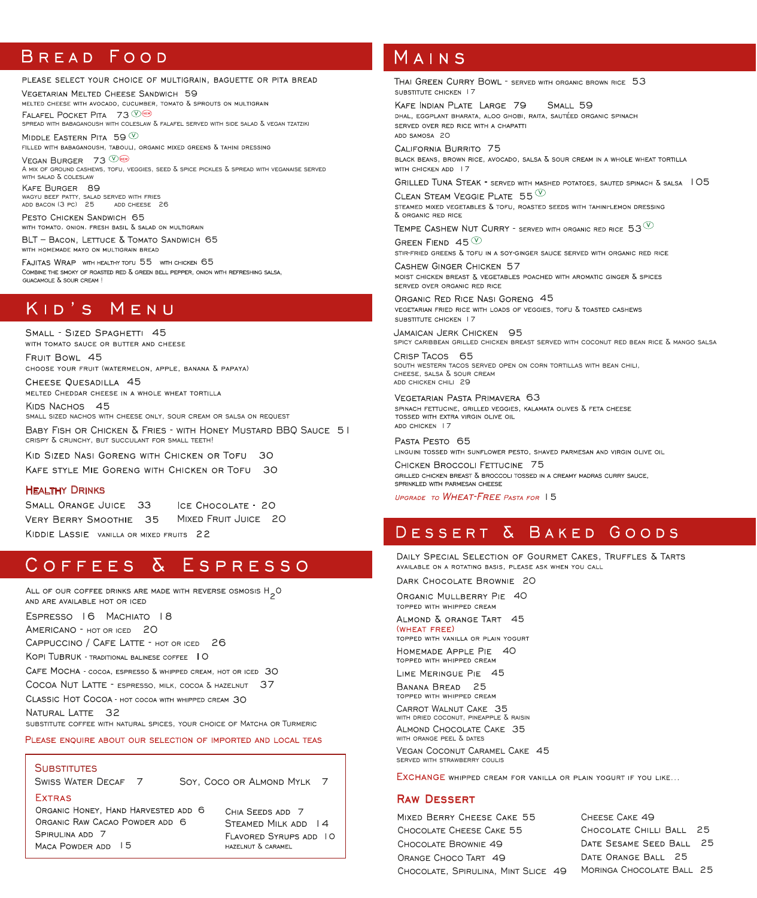# Bread Food

Please select your choice of multigrain, baguette or pita bread

**Vegetarian Melted Cheese Sandwich** 59
melted cheese with avocado, cucumber, tomato & sprouts on multigrain

**Falafel Pocket Pita** 73 (V) (NEW)
spread with babaganoush with coleslaw & falafel served with side salad & vegan tzatziki

**Middle Eastern Pita** 59 (V)
filled with babaganoush, tabouli, organic mixed greens & tahini dressing

**Vegan Burger** 73 (V) (NEW)
a mix of ground cashews, tofu, veggies, seed & spice pickles & spread with veganaise served with salad & coleslaw

**Kafe Burger** 89
wagyu beef patty, salad served with fries
add bacon (3 pc) 25 add cheese 26

**Pesto Chicken Sandwich** 65
with tomato, onion, fresh basil & salad on multigrain

**BLT – Bacon, Lettuce & Tomato Sandwich** 65
with homemade mayo on multigrain bread

**Fajitas Wrap** with healthy tofu 55 with chicken 65
Combine the smoky of roasted red & green bell pepper, onion with refreshing salsa, guacamole & sour cream !

# Kid's Menu

**Small - Sized Spaghetti** 45
with tomato sauce or butter and cheese

**Fruit Bowl** 45
choose your fruit (watermelon, apple, banana & papaya)

**Cheese Quesadilla** 45
melted Cheddar cheese in a whole wheat tortilla

**Kids Nachos** 45
small sized nachos with cheese only, sour cream or salsa on request

**Baby Fish or Chicken & Fries - with Honey Mustard BBQ Sauce** 51
crispy & crunchy, but succulant for small teeth!

**Kid Sized Nasi Goreng with Chicken or Tofu** 30

**Kafe style Mie Goreng with Chicken or Tofu** 30

## Healthy Drinks

- Small Orange Juice 33
- Ice Chocolate - 20
- Very Berry Smoothie 35
- Mixed Fruit Juice 20
- Kiddie Lassie vanilla or mixed fruits 22

# Coffees & Espresso

All of our coffee drinks are made with reverse osmosis $H_2O$ and are available hot or iced

- Espresso 16
- Machiato 18
- Americano - hot or iced 20
- Cappuccino / Cafe Latte - hot or iced 26
- Kopi Tubruk - traditional balinese coffee 10
- Cafe Mocha - cocoa, espresso & whipped cream, hot or iced 30
- Cocoa Nut Latte - espresso, milk, cocoa & hazelnut 37
- Classic Hot Cocoa - hot cocoa with whipped cream 30
- Natural Latte 32
  substitute coffee with natural spices, your choice of Matcha or Turmeric

Please enquire about our selection of imported and local teas

## Substitutes

- Swiss Water Decaf 7
- Soy, Coco or Almond Mylk 7

## Extras

- Organic Honey, Hand Harvested add 6
- Organic Raw Cacao Powder add 6
- Spirulina add 7
- Maca Powder add 15
- Chia Seeds add 7
- Steamed Milk add 14
- Flavored Syrups add 10
  hazelnut & caramel

# Mains

**Thai Green Curry Bowl** - served with organic brown rice 53
substitute chicken 17

**Kafe Indian Plate** Large 79 Small 59
dhal, eggplant bharata, aloo ghobi, raita, sautéed organic spinach served over red rice with a chapatti
add samosa 20

**California Burrito** 75
black beans, brown rice, avocado, salsa & sour cream in a whole wheat tortilla
with chicken add 17

**Grilled Tuna Steak** - served with mashed potatoes, sauted spinach & salsa 105

**Clean Steam Veggie Plate** 55 (V)
steamed mixed vegetables & tofu, roasted seeds with tahini-lemon dressing & organic red rice

**Tempe Cashew Nut Curry** - served with organic red rice 53 (V)

**Green Fiend** 45 (V)
stir-fried greens & tofu in a soy-ginger sauce served with organic red rice

**Cashew Ginger Chicken** 57
moist chicken breast & vegetables poached with aromatic ginger & spices served over organic red rice

**Organic Red Rice Nasi Goreng** 45
vegetarian fried rice with loads of veggies, tofu & toasted cashews
substitute chicken 17

**Jamaican Jerk Chicken** 95
spicy caribbean grilled chicken breast served with coconut red bean rice & mango salsa

**Crisp Tacos** 65
south western tacos served open on corn tortillas with bean chili, cheese, salsa & sour cream
add chicken chili 29

**Vegetarian Pasta Primavera** 63
spinach fettucine, grilled veggies, kalamata olives & feta cheese tossed with extra virgin olive oil
add chicken 17

**Pasta Pesto** 65
linguini tossed with sunflower pesto, shaved parmesan and virgin olive oil

**Chicken Broccoli Fettucine** 75
grilled chicken breast & broccoli tossed in a creamy madras curry sauce, sprinkled with parmesan cheese

*Upgrade to Wheat-Free Pasta for* 15

# Dessert & Baked Goods

**Daily Special Selection of Gourmet Cakes, Truffles & Tarts**
available on a rotating basis, please ask when you call

**Dark Chocolate Brownie** 20

**Organic Mullberry Pie** 40
topped with whipped cream

**Almond & orange Tart** 45
(wheat free)
topped with vanilla or plain yogurt

**Homemade Apple Pie** 40
topped with whipped cream

**Lime Meringue Pie** 45

**Banana Bread** 25
topped with whipped cream

**Carrot Walnut Cake** 35
with dried coconut, pineapple & raisin

**Almond Chocolate Cake** 35
with orange peel & dates

**Vegan Coconut Caramel Cake** 45
served with strawberry coulis

Exchange whipped cream for vanilla or plain yogurt if you like...

## Raw Dessert

- Mixed Berry Cheese Cake 55
- Chocolate Cheese Cake 55
- Chocolate Brownie 49
- Orange Choco Tart 49
- Chocolate, Spirulina, Mint Slice 49
- Cheese Cake 49
- Chocolate Chilli Ball 25
- Date Sesame Seed Ball 25
- Date Orange Ball 25
- Moringa Chocolate Ball 25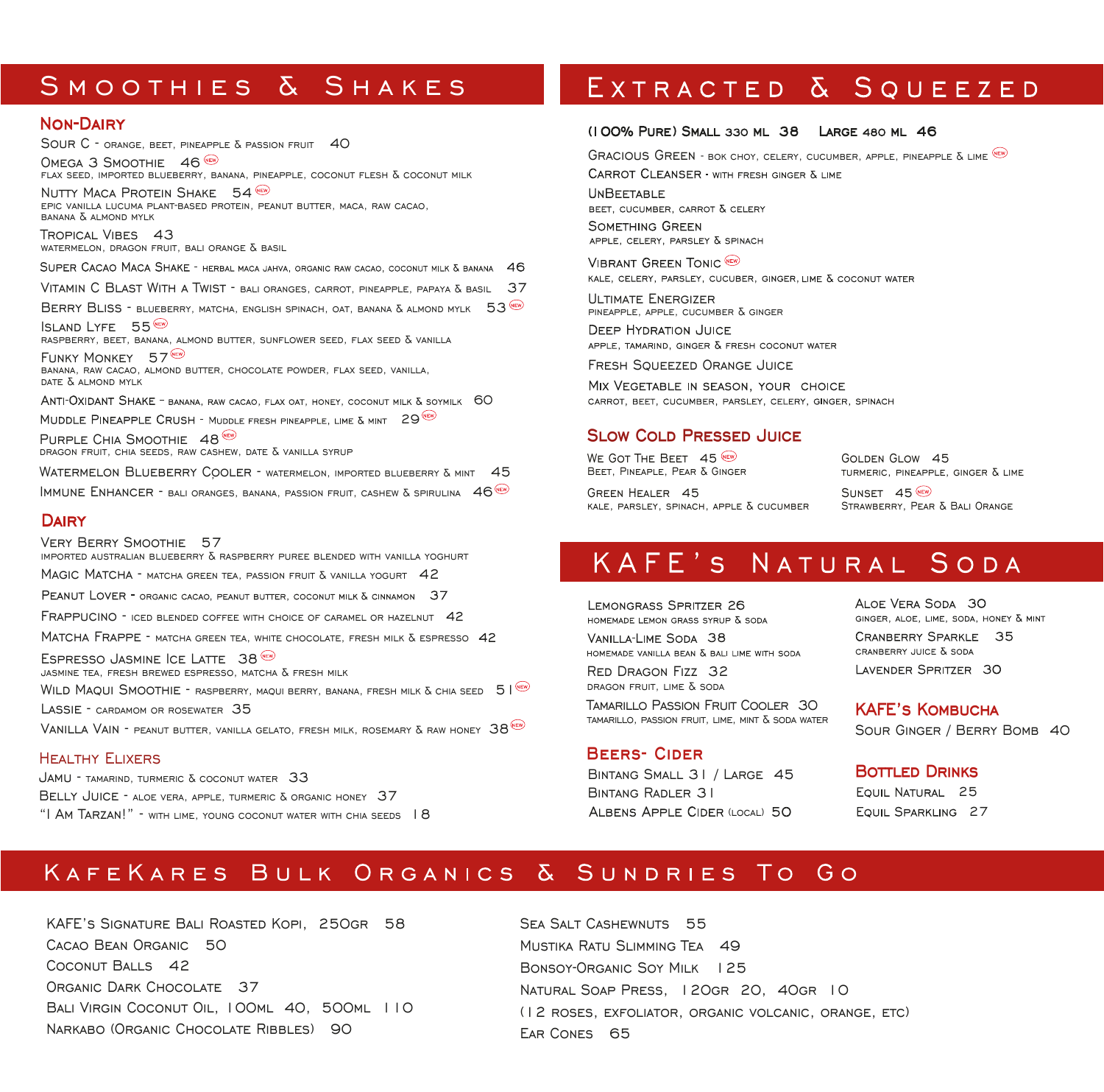# Smoothies & Shakes

## Non-Dairy

Sour C - orange, beet, pineapple & passion fruit 40

Omega 3 Smoothie 46 NEW
flax seed, imported blueberry, banana, pineapple, coconut flesh & coconut milk

Nutty Maca Protein Shake 54 NEW
epic vanilla lucuma plant-based protein, peanut butter, maca, raw cacao, banana & almond mylk

Tropical Vibes 43
watermelon, dragon fruit, bali orange & basil

Super Cacao Maca Shake - herbal maca jahva, organic raw cacao, coconut milk & banana 46

Vitamin C Blast With a Twist - bali oranges, carrot, pineapple, papaya & basil 37

Berry Bliss - blueberry, matcha, english spinach, oat, banana & almond mylk 53 NEW

Island Lyfe 55 NEW
raspberry, beet, banana, almond butter, sunflower seed, flax seed & vanilla

Funky Monkey 57 NEW
banana, raw cacao, almond butter, chocolate powder, flax seed, vanilla, date & almond mylk

Anti-Oxidant Shake - banana, raw cacao, flax oat, honey, coconut milk & soymilk 60

Muddle Pineapple Crush - muddle fresh pineapple, lime & mint 29 NEW

Purple Chia Smoothie 48 NEW
dragon fruit, chia seeds, raw cashew, date & vanilla syrup

Watermelon Blueberry Cooler - watermelon, imported blueberry & mint 45

Immune Enhancer - bali oranges, banana, passion fruit, cashew & spirulina 46 NEW

## Dairy

Very Berry Smoothie 57
imported australian blueberry & raspberry puree blended with vanilla yoghurt

Magic Matcha - matcha green tea, passion fruit & vanilla yogurt 42

Peanut Lover - organic cacao, peanut butter, coconut milk & cinnamon 37

Frappucino - iced blended coffee with choice of caramel or hazelnut 42

Matcha Frappe - matcha green tea, white chocolate, fresh milk & espresso 42

Espresso Jasmine Ice Latte 38 NEW
jasmine tea, fresh brewed espresso, matcha & fresh milk

Wild Maqui Smoothie - raspberry, maqui berry, banana, fresh milk & chia seed 51 NEW

Lassie - cardamom or rosewater 35

Vanilla Vain - peanut butter, vanilla gelato, fresh milk, rosemary & raw honey 38 NEW

## Healthy Elixers

Jamu - tamarind, turmeric & coconut water 33

Belly Juice - aloe vera, apple, turmeric & organic honey 37

"I Am Tarzan!" - with lime, young coconut water with chia seeds 18

# Extracted & Squeezed

(100% Pure) Small 330 ml 38 Large 480 ml 46

Gracious Green - bok choy, celery, cucumber, apple, pineapple & lime NEW

Carrot Cleanser - with fresh ginger & lime

UnBeetable
beet, cucumber, carrot & celery

Something Green
apple, celery, parsley & spinach

Vibrant Green Tonic NEW
kale, celery, parsley, cucuber, ginger, lime & coconut water

Ultimate Energizer
pineapple, apple, cucumber & ginger

Deep Hydration Juice
apple, tamarind, ginger & fresh coconut water

Fresh Squeezed Orange Juice

Mix Vegetable in Season, Your Choice
carrot, beet, cucumber, parsley, celery, ginger, spinach

## Slow Cold Pressed Juice

We Got The Beet 45 NEW
Beet, Pineapple, Pear & Ginger

Green Healer 45
kale, parsley, spinach, apple & cucumber

Golden Glow 45
turmeric, pineapple, ginger & lime

Sunset 45 NEW
Strawberry, Pear & Bali Orange

# KAFE's Natural Soda

Lemongrass Spritzer 26
homemade lemon grass syrup & soda

Vanilla-Lime Soda 38
homemade vanilla bean & bali lime with soda

Red Dragon Fizz 32
dragon fruit, lime & soda

Tamarillo Passion Fruit Cooler 30
tamarillo, passion fruit, lime, mint & soda water

Aloe Vera Soda 30
ginger, aloe, lime, soda, honey & mint

Cranberry Sparkle 35
cranberry juice & soda

Lavender Spritzer 30

## Beers- Cider

Bintang Small 31 / Large 45

Bintang Radler 31

Albens Apple Cider (local) 50

## KAFE's Kombucha

Sour Ginger / Berry Bomb 40

## Bottled Drinks

Equil Natural 25

Equil Sparkling 27

# KafeKares Bulk Organics & Sundries To Go

KAFE's Signature Bali Roasted Kopi, 250gr 58

Cacao Bean Organic 50

Coconut Balls 42

Organic Dark Chocolate 37

Bali Virgin Coconut Oil, 100ml 40, 500ml 110

Narkabo (Organic Chocolate Ribbles) 90

Sea Salt Cashewnuts 55

Mustika Ratu Slimming Tea 49

Bonsoy-Organic Soy Milk 125

Natural Soap Press, 120gr 20, 40gr 10

(12 roses, exfoliator, organic volcanic, orange, etc)

Ear Cones 65